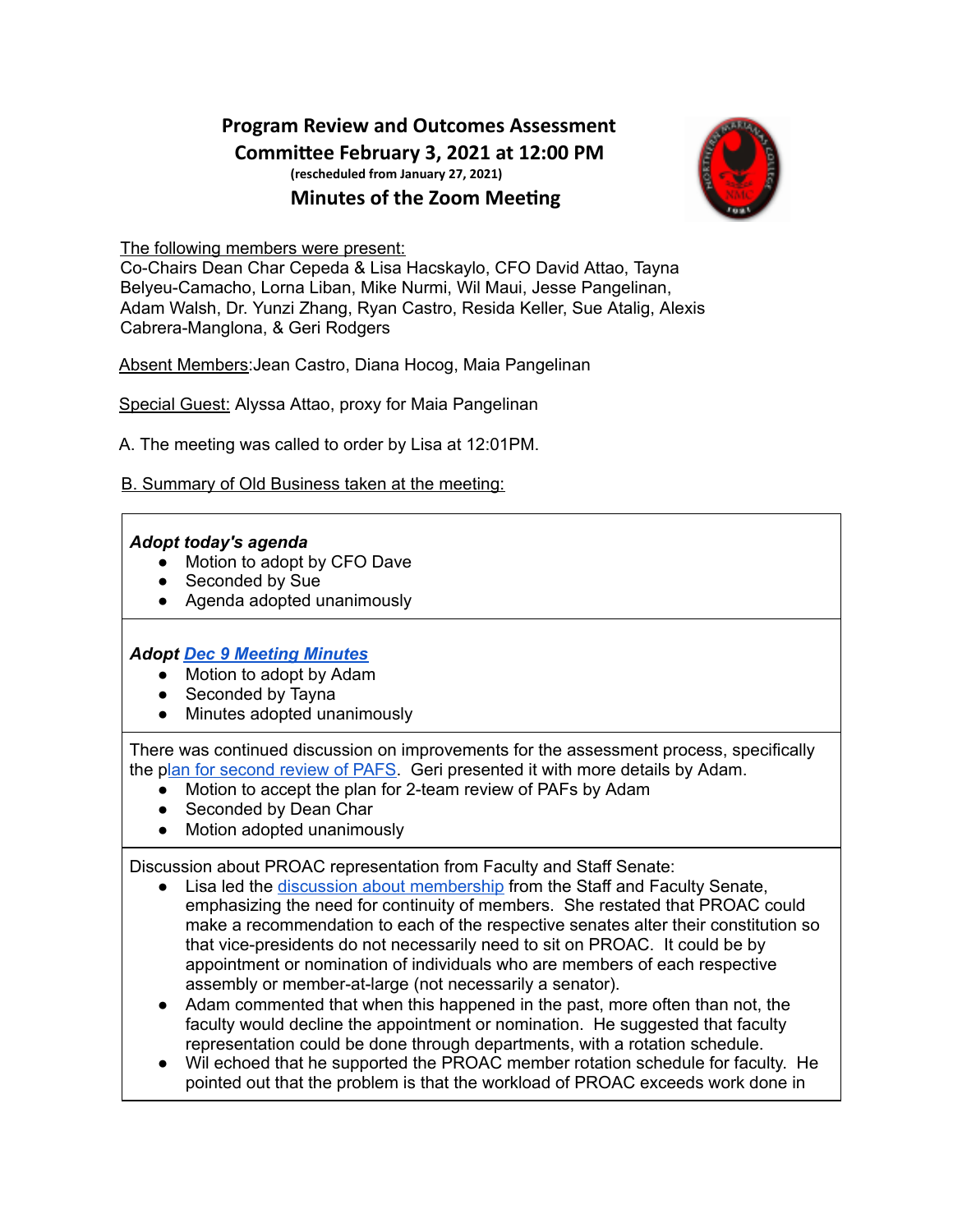# Program Review and Outcomes Assessment Committee February 3, 2021 at 12:00 PM

(rescheduled from January 27, 2021)

## Minutes of the Zoom Meeting

The following members were present:
Co-Chairs Dean Char Cepeda & Lisa Hacskaylo, CFO David Attao, Tayna Belyeu-Camacho, Lorna Liban, Mike Nurmi, Wil Maui, Jesse Pangelinan, Adam Walsh, Dr. Yunzi Zhang, Ryan Castro, Resida Keller, Sue Atalig, Alexis Cabrera-Manglona, & Geri Rodgers

Absent Members: Jean Castro, Diana Hocog, Maia Pangelinan

Special Guest: Alyssa Attao, proxy for Maia Pangelinan

A. The meeting was called to order by Lisa at 12:01PM.

B. Summary of Old Business taken at the meeting:

***Adopt today's agenda***

- Motion to adopt by CFO Dave
- Seconded by Sue
- Agenda adopted unanimously

***Adopt Dec 9 Meeting Minutes***

- Motion to adopt by Adam
- Seconded by Tayna
- Minutes adopted unanimously

There was continued discussion on improvements for the assessment process, specifically the plan for second review of PAFS. Geri presented it with more details by Adam.

- Motion to accept the plan for 2-team review of PAFs by Adam
- Seconded by Dean Char
- Motion adopted unanimously

Discussion about PROAC representation from Faculty and Staff Senate:

- Lisa led the discussion about membership from the Staff and Faculty Senate, emphasizing the need for continuity of members. She restated that PROAC could make a recommendation to each of the respective senates alter their constitution so that vice-presidents do not necessarily need to sit on PROAC. It could be by appointment or nomination of individuals who are members of each respective assembly or member-at-large (not necessarily a senator).
- Adam commented that when this happened in the past, more often than not, the faculty would decline the appointment or nomination. He suggested that faculty representation could be done through departments, with a rotation schedule.
- Wil echoed that he supported the PROAC member rotation schedule for faculty. He pointed out that the problem is that the workload of PROAC exceeds work done in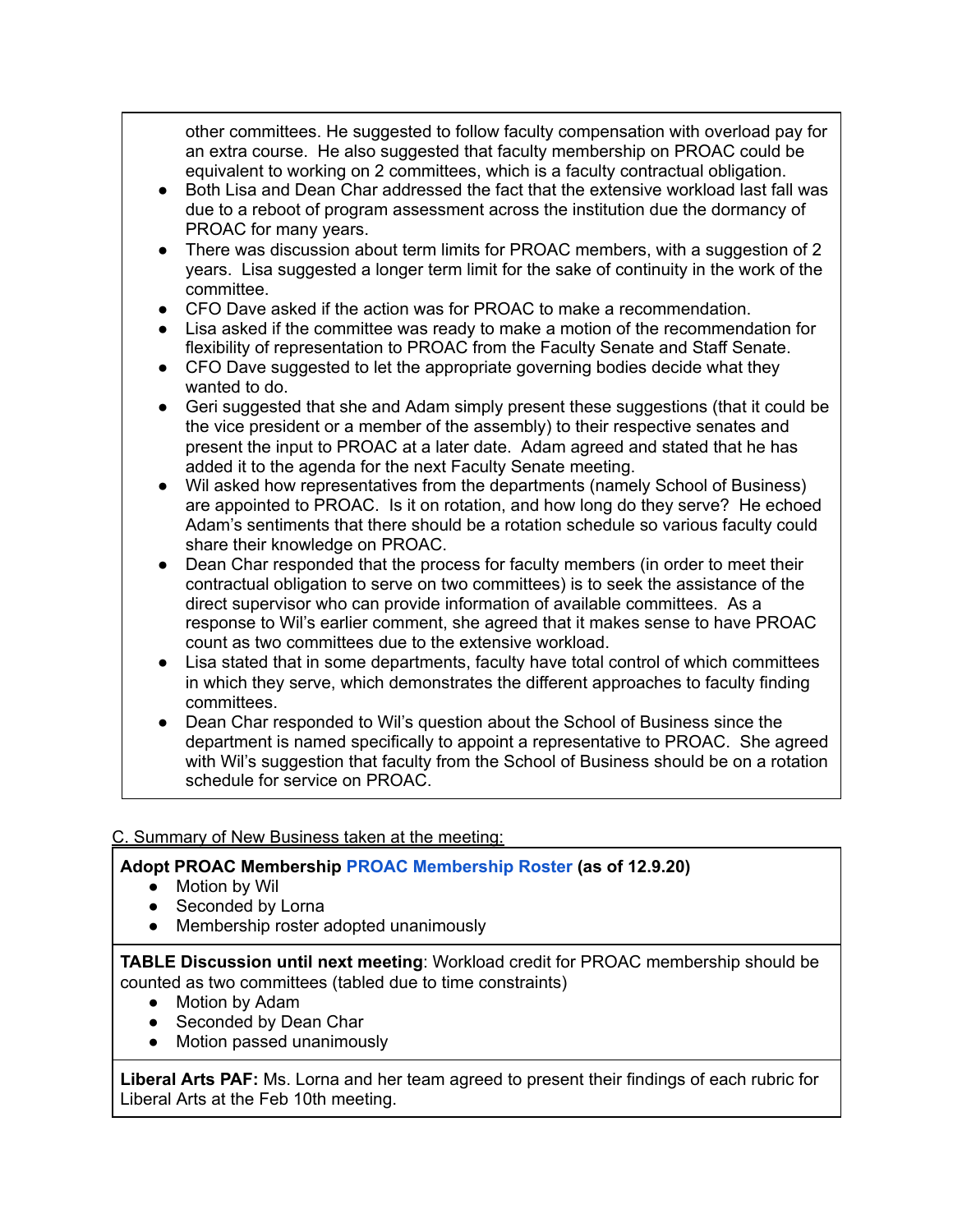other committees. He suggested to follow faculty compensation with overload pay for an extra course. He also suggested that faculty membership on PROAC could be equivalent to working on 2 committees, which is a faculty contractual obligation.

- Both Lisa and Dean Char addressed the fact that the extensive workload last fall was due to a reboot of program assessment across the institution due the dormancy of PROAC for many years.
- There was discussion about term limits for PROAC members, with a suggestion of 2 years. Lisa suggested a longer term limit for the sake of continuity in the work of the committee.
- CFO Dave asked if the action was for PROAC to make a recommendation.
- Lisa asked if the committee was ready to make a motion of the recommendation for flexibility of representation to PROAC from the Faculty Senate and Staff Senate.
- CFO Dave suggested to let the appropriate governing bodies decide what they wanted to do.
- Geri suggested that she and Adam simply present these suggestions (that it could be the vice president or a member of the assembly) to their respective senates and present the input to PROAC at a later date. Adam agreed and stated that he has added it to the agenda for the next Faculty Senate meeting.
- Wil asked how representatives from the departments (namely School of Business) are appointed to PROAC. Is it on rotation, and how long do they serve? He echoed Adam's sentiments that there should be a rotation schedule so various faculty could share their knowledge on PROAC.
- Dean Char responded that the process for faculty members (in order to meet their contractual obligation to serve on two committees) is to seek the assistance of the direct supervisor who can provide information of available committees. As a response to Wil's earlier comment, she agreed that it makes sense to have PROAC count as two committees due to the extensive workload.
- Lisa stated that in some departments, faculty have total control of which committees in which they serve, which demonstrates the different approaches to faculty finding committees.
- Dean Char responded to Wil's question about the School of Business since the department is named specifically to appoint a representative to PROAC. She agreed with Wil's suggestion that faculty from the School of Business should be on a rotation schedule for service on PROAC.

C. Summary of New Business taken at the meeting:

**Adopt PROAC Membership PROAC Membership Roster (as of 12.9.20)**
- Motion by Wil
- Seconded by Lorna
- Membership roster adopted unanimously

**TABLE Discussion until next meeting**: Workload credit for PROAC membership should be counted as two committees (tabled due to time constraints)
- Motion by Adam
- Seconded by Dean Char
- Motion passed unanimously

**Liberal Arts PAF:** Ms. Lorna and her team agreed to present their findings of each rubric for Liberal Arts at the Feb 10th meeting.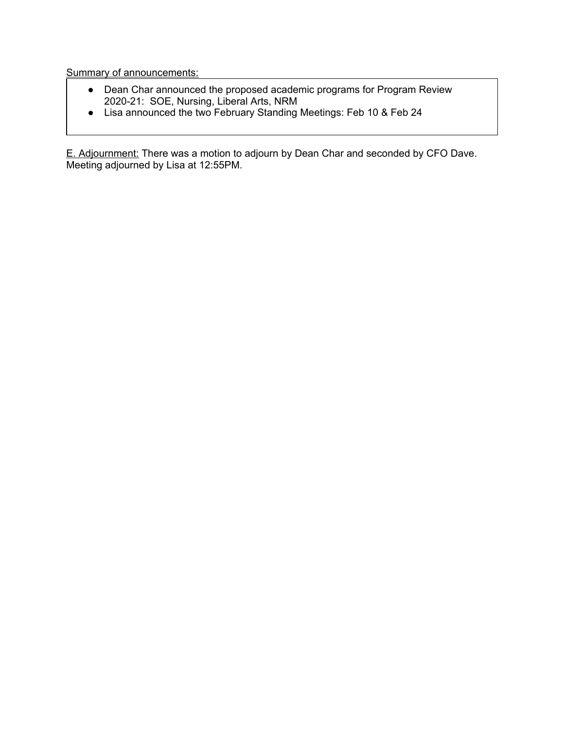Summary of announcements:

- Dean Char announced the proposed academic programs for Program Review 2020-21: SOE, Nursing, Liberal Arts, NRM
- Lisa announced the two February Standing Meetings: Feb 10 & Feb 24

E. Adjournment: There was a motion to adjourn by Dean Char and seconded by CFO Dave. Meeting adjourned by Lisa at 12:55PM.